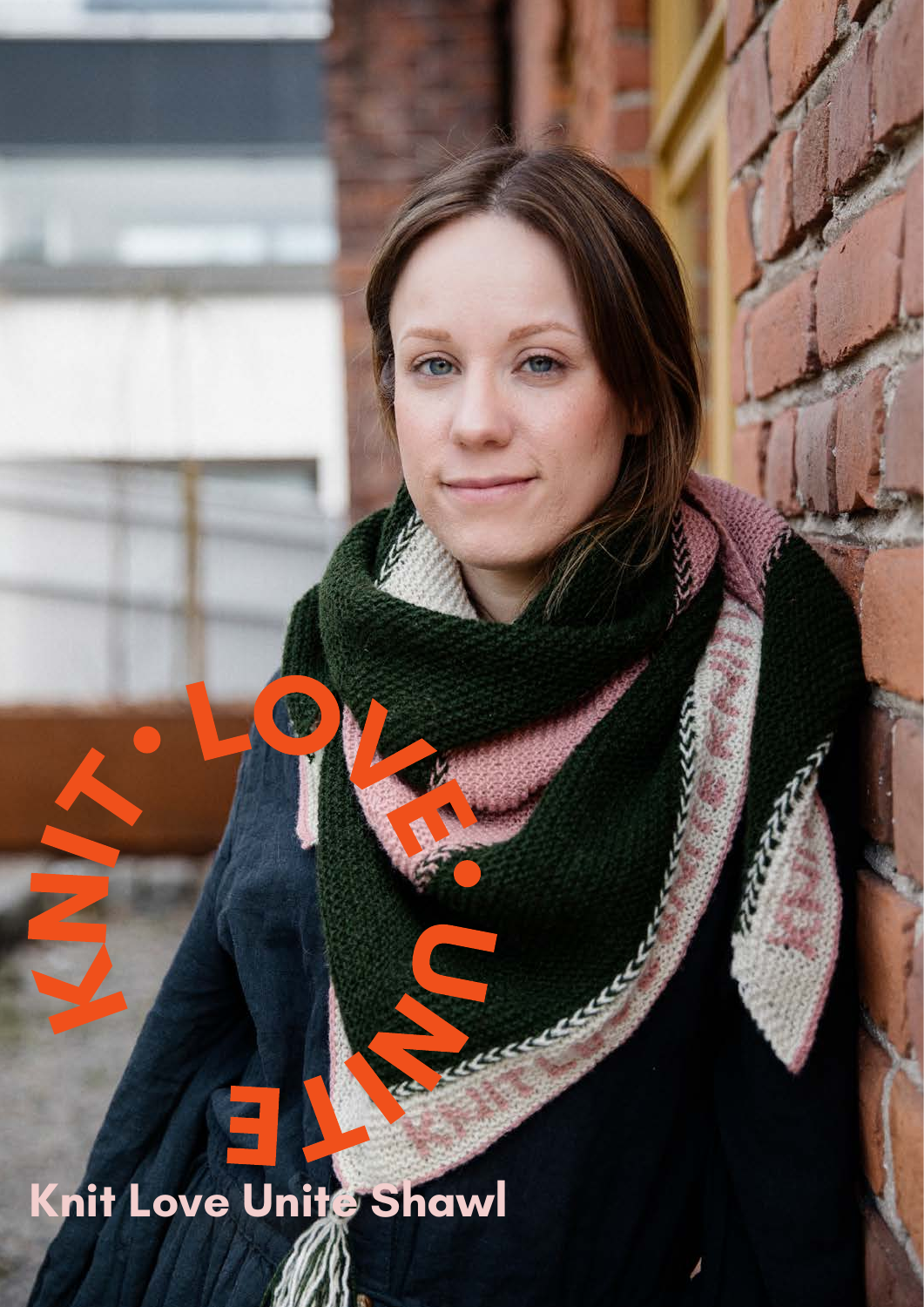KNIT • LOVE • UNITE

# Knit Love Unite Shawl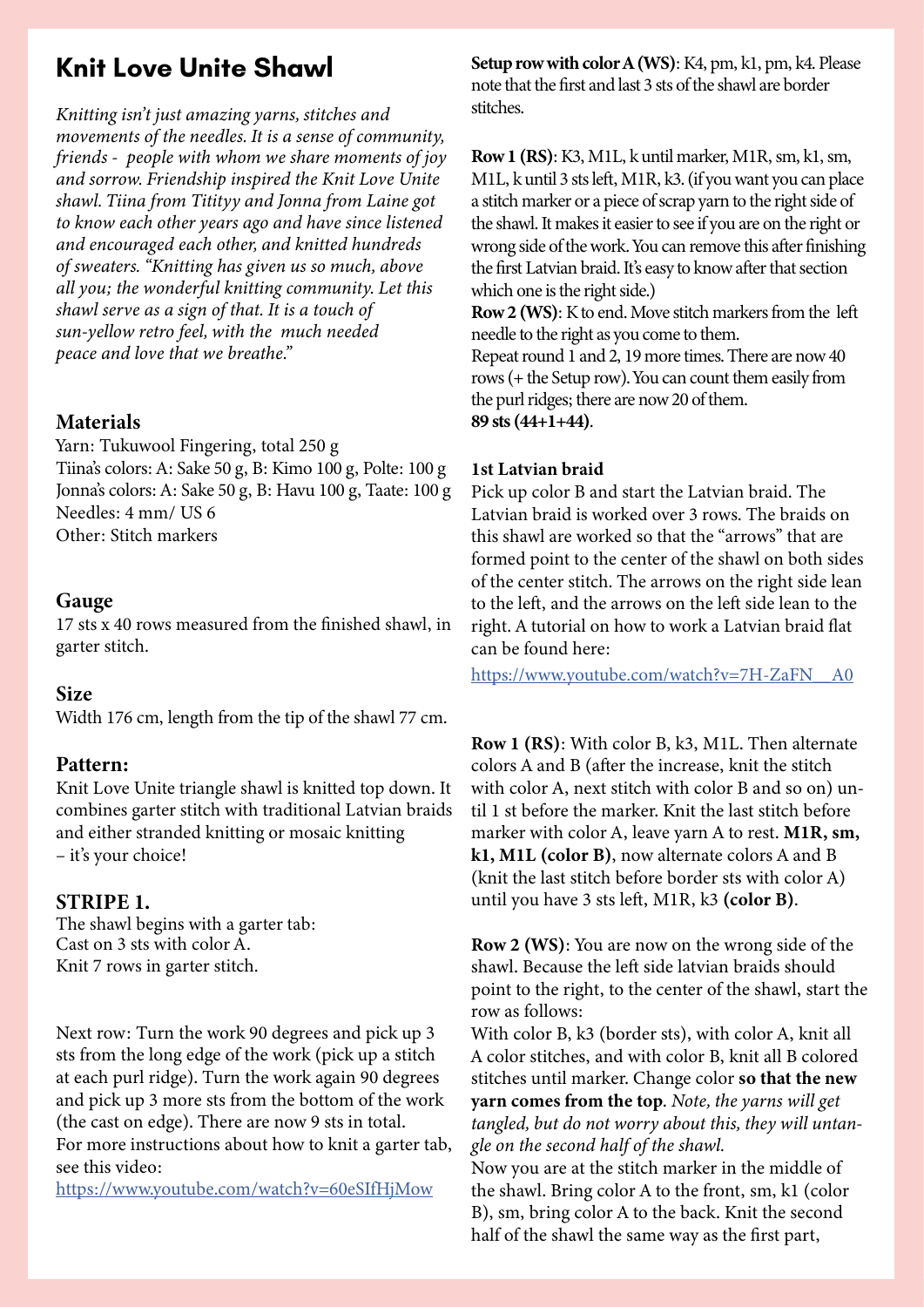# Knit Love Unite Shawl

*Knitting isn't just amazing yarns, stitches and movements of the needles. It is a sense of community, friends - people with whom we share moments of joy and sorrow. Friendship inspired the Knit Love Unite shawl. Tiina from Titityy and Jonna from Laine got to know each other years ago and have since listened and encouraged each other, and knitted hundreds of sweaters. "Knitting has given us so much, above all you; the wonderful knitting community. Let this shawl serve as a sign of that. It is a touch of sun-yellow retro feel, with the much needed peace and love that we breathe."*

### Materials

Yarn: Tukuwool Fingering, total 250 g
Tiina's colors: A: Sake 50 g, B: Kimo 100 g, Polte: 100 g
Jonna's colors: A: Sake 50 g, B: Havu 100 g, Taate: 100 g
Needles: 4 mm/ US 6
Other: Stitch markers

### Gauge

17 sts x 40 rows measured from the finished shawl, in garter stitch.

### Size

Width 176 cm, length from the tip of the shawl 77 cm.

### Pattern:

Knit Love Unite triangle shawl is knitted top down. It combines garter stitch with traditional Latvian braids and either stranded knitting or mosaic knitting – it's your choice!

### STRIPE 1.

The shawl begins with a garter tab:
Cast on 3 sts with color A.
Knit 7 rows in garter stitch.

Next row: Turn the work 90 degrees and pick up 3 sts from the long edge of the work (pick up a stitch at each purl ridge). Turn the work again 90 degrees and pick up 3 more sts from the bottom of the work (the cast on edge). There are now 9 sts in total.
For more instructions about how to knit a garter tab, see this video:
https://www.youtube.com/watch?v=60eSIfHjMow

**Setup row with color A (WS)**: K4, pm, k1, pm, k4. Please note that the first and last 3 sts of the shawl are border stitches.

**Row 1 (RS)**: K3, M1L, k until marker, M1R, sm, k1, sm, M1L, k until 3 sts left, M1R, k3. (if you want you can place a stitch marker or a piece of scrap yarn to the right side of the shawl. It makes it easier to see if you are on the right or wrong side of the work. You can remove this after finishing the first Latvian braid. It's easy to know after that section which one is the right side.)
**Row 2 (WS)**: K to end. Move stitch markers from the left needle to the right as you come to them.
Repeat round 1 and 2, 19 more times. There are now 40 rows (+ the Setup row). You can count them easily from the purl ridges; there are now 20 of them.
**89 sts (44+1+44)**.

#### 1st Latvian braid

Pick up color B and start the Latvian braid. The Latvian braid is worked over 3 rows. The braids on this shawl are worked so that the "arrows" that are formed point to the center of the shawl on both sides of the center stitch. The arrows on the right side lean to the left, and the arrows on the left side lean to the right. A tutorial on how to work a Latvian braid flat can be found here:
https://www.youtube.com/watch?v=7H-ZaFN__A0

**Row 1 (RS)**: With color B, k3, M1L. Then alternate colors A and B (after the increase, knit the stitch with color A, next stitch with color B and so on) until 1 st before the marker. Knit the last stitch before marker with color A, leave yarn A to rest. **M1R, sm, k1, M1L (color B)**, now alternate colors A and B (knit the last stitch before border sts with color A) until you have 3 sts left, M1R, k3 **(color B)**.

**Row 2 (WS)**: You are now on the wrong side of the shawl. Because the left side latvian braids should point to the right, to the center of the shawl, start the row as follows:
With color B, k3 (border sts), with color A, knit all A color stitches, and with color B, knit all B colored stitches until marker. Change color **so that the new yarn comes from the top**. *Note, the yarns will get tangled, but do not worry about this, they will untangle on the second half of the shawl.*
Now you are at the stitch marker in the middle of the shawl. Bring color A to the front, sm, k1 (color B), sm, bring color A to the back. Knit the second half of the shawl the same way as the first part,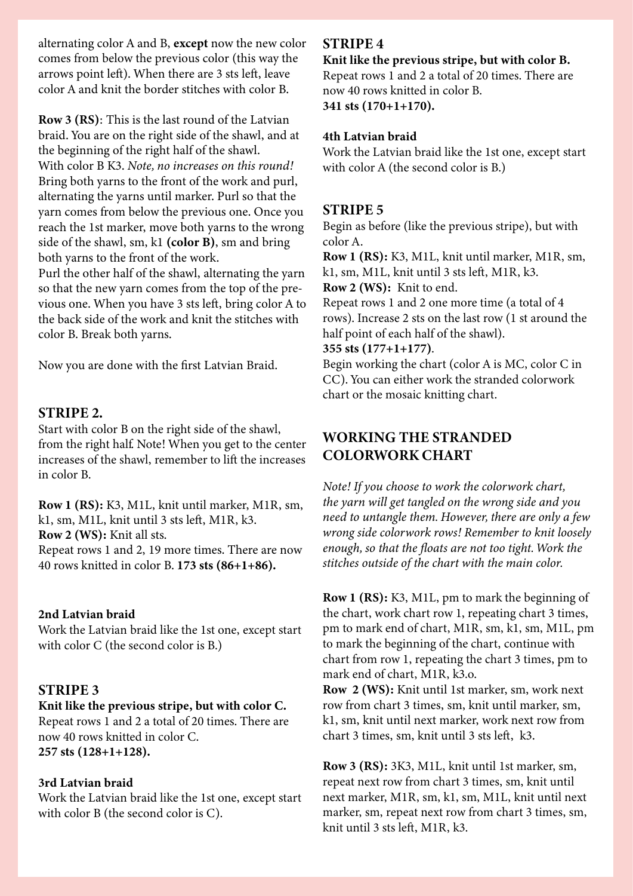alternating color A and B, **except** now the new color comes from below the previous color (this way the arrows point left). When there are 3 sts left, leave color A and knit the border stitches with color B.

**Row 3 (RS)**: This is the last round of the Latvian braid. You are on the right side of the shawl, and at the beginning of the right half of the shawl. With color B K3. *Note, no increases on this round!* Bring both yarns to the front of the work and purl, alternating the yarns until marker. Purl so that the yarn comes from below the previous one. Once you reach the 1st marker, move both yarns to the wrong side of the shawl, sm, k1 **(color B)**, sm and bring both yarns to the front of the work.
Purl the other half of the shawl, alternating the yarn so that the new yarn comes from the top of the previous one. When you have 3 sts left, bring color A to the back side of the work and knit the stitches with color B. Break both yarns.

Now you are done with the first Latvian Braid.

## STRIPE 2.

Start with color B on the right side of the shawl, from the right half. Note! When you get to the center increases of the shawl, remember to lift the increases in color B.

**Row 1 (RS):** K3, M1L, knit until marker, M1R, sm, k1, sm, M1L, knit until 3 sts left, M1R, k3.
**Row 2 (WS):** Knit all sts.
Repeat rows 1 and 2, 19 more times. There are now 40 rows knitted in color B. **173 sts (86+1+86).**

#### 2nd Latvian braid

Work the Latvian braid like the 1st one, except start with color C (the second color is B.)

## STRIPE 3

**Knit like the previous stripe, but with color C.**
Repeat rows 1 and 2 a total of 20 times. There are now 40 rows knitted in color C.
**257 sts (128+1+128).**

#### 3rd Latvian braid

Work the Latvian braid like the 1st one, except start with color B (the second color is C).

## STRIPE 4

**Knit like the previous stripe, but with color B.**
Repeat rows 1 and 2 a total of 20 times. There are now 40 rows knitted in color B.
**341 sts (170+1+170).**

#### 4th Latvian braid

Work the Latvian braid like the 1st one, except start with color A (the second color is B.)

## STRIPE 5

Begin as before (like the previous stripe), but with color A.
**Row 1 (RS):** K3, M1L, knit until marker, M1R, sm, k1, sm, M1L, knit until 3 sts left, M1R, k3.
**Row 2 (WS):** Knit to end.
Repeat rows 1 and 2 one more time (a total of 4 rows). Increase 2 sts on the last row (1 st around the half point of each half of the shawl).
**355 sts (177+1+177)**.
Begin working the chart (color A is MC, color C in CC). You can either work the stranded colorwork chart or the mosaic knitting chart.

## WORKING THE STRANDED COLORWORK CHART

*Note! If you choose to work the colorwork chart, the yarn will get tangled on the wrong side and you need to untangle them. However, there are only a few wrong side colorwork rows! Remember to knit loosely enough, so that the floats are not too tight. Work the stitches outside of the chart with the main color.*

**Row 1 (RS):** K3, M1L, pm to mark the beginning of the chart, work chart row 1, repeating chart 3 times, pm to mark end of chart, M1R, sm, k1, sm, M1L, pm to mark the beginning of the chart, continue with chart from row 1, repeating the chart 3 times, pm to mark end of chart, M1R, k3.o.
**Row 2 (WS):** Knit until 1st marker, sm, work next row from chart 3 times, sm, knit until marker, sm, k1, sm, knit until next marker, work next row from chart 3 times, sm, knit until 3 sts left, k3.

**Row 3 (RS):** 3K3, M1L, knit until 1st marker, sm, repeat next row from chart 3 times, sm, knit until next marker, M1R, sm, k1, sm, M1L, knit until next marker, sm, repeat next row from chart 3 times, sm, knit until 3 sts left, M1R, k3.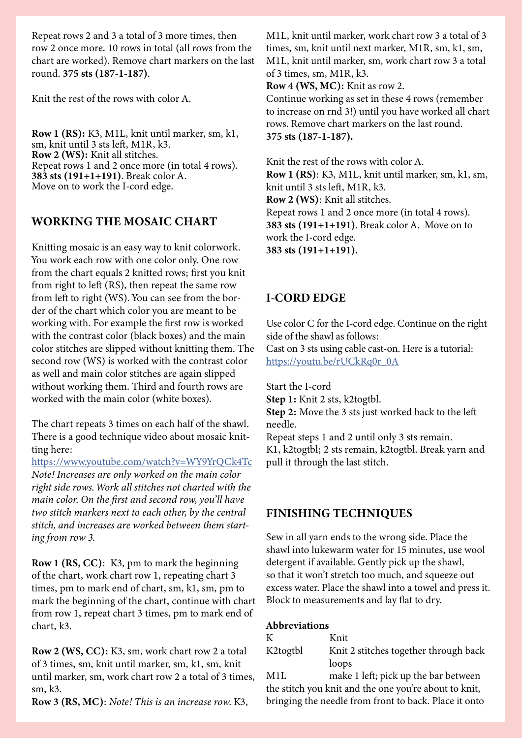Repeat rows 2 and 3 a total of 3 more times, then row 2 once more. 10 rows in total (all rows from the chart are worked). Remove chart markers on the last round. **375 sts (187-1-187)**.

Knit the rest of the rows with color A.

**Row 1 (RS):** K3, M1L, knit until marker, sm, k1, sm, knit until 3 sts left, M1R, k3.
**Row 2 (WS):** Knit all stitches.
Repeat rows 1 and 2 once more (in total 4 rows).
**383 sts (191+1+191)**. Break color A.
Move on to work the I-cord edge.

## WORKING THE MOSAIC CHART

Knitting mosaic is an easy way to knit colorwork. You work each row with one color only. One row from the chart equals 2 knitted rows; first you knit from right to left (RS), then repeat the same row from left to right (WS). You can see from the border of the chart which color you are meant to be working with. For example the first row is worked with the contrast color (black boxes) and the main color stitches are slipped without knitting them. The second row (WS) is worked with the contrast color as well and main color stitches are again slipped without working them. Third and fourth rows are worked with the main color (white boxes).

The chart repeats 3 times on each half of the shawl. There is a good technique video about mosaic knitting here:
https://www.youtube.com/watch?v=WY9YrQCk4Tc
*Note! Increases are only worked on the main color right side rows. Work all stitches not charted with the main color. On the first and second row, you'll have two stitch markers next to each other, by the central stitch, and increases are worked between them starting from row 3.*

**Row 1 (RS, CC)**: K3, pm to mark the beginning of the chart, work chart row 1, repeating chart 3 times, pm to mark end of chart, sm, k1, sm, pm to mark the beginning of the chart, continue with chart from row 1, repeat chart 3 times, pm to mark end of chart, k3.

**Row 2 (WS, CC):** K3, sm, work chart row 2 a total of 3 times, sm, knit until marker, sm, k1, sm, knit until marker, sm, work chart row 2 a total of 3 times, sm, k3.
**Row 3 (RS, MC)**: *Note! This is an increase row.* K3, M1L, knit until marker, work chart row 3 a total of 3 times, sm, knit until next marker, M1R, sm, k1, sm, M1L, knit until marker, sm, work chart row 3 a total of 3 times, sm, M1R, k3.
**Row 4 (WS, MC):** Knit as row 2.
Continue working as set in these 4 rows (remember to increase on rnd 3!) until you have worked all chart rows. Remove chart markers on the last round.
**375 sts (187-1-187).**

Knit the rest of the rows with color A.
**Row 1 (RS)**: K3, M1L, knit until marker, sm, k1, sm, knit until 3 sts left, M1R, k3.
**Row 2 (WS)**: Knit all stitches.
Repeat rows 1 and 2 once more (in total 4 rows).
**383 sts (191+1+191)**. Break color A. Move on to work the I-cord edge.
**383 sts (191+1+191).**

## I-CORD EDGE

Use color C for the I-cord edge. Continue on the right side of the shawl as follows:
Cast on 3 sts using cable cast-on. Here is a tutorial: https://youtu.be/rUCkRq0r_0A

Start the I-cord
**Step 1:** Knit 2 sts, k2togtbl.
**Step 2:** Move the 3 sts just worked back to the left needle.
Repeat steps 1 and 2 until only 3 sts remain.
K1, k2togtbl; 2 sts remain, k2togtbl. Break yarn and pull it through the last stitch.

## FINISHING TECHNIQUES

Sew in all yarn ends to the wrong side. Place the shawl into lukewarm water for 15 minutes, use wool detergent if available. Gently pick up the shawl, so that it won't stretch too much, and squeeze out excess water. Place the shawl into a towel and press it. Block to measurements and lay flat to dry.

**Abbreviations**

| | |
|---|---|
| K | Knit |
| K2togtbl | Knit 2 stitches together through back loops |
| M1L | make 1 left; pick up the bar between the stitch you knit and the one you're about to knit, bringing the needle from front to back. Place it onto |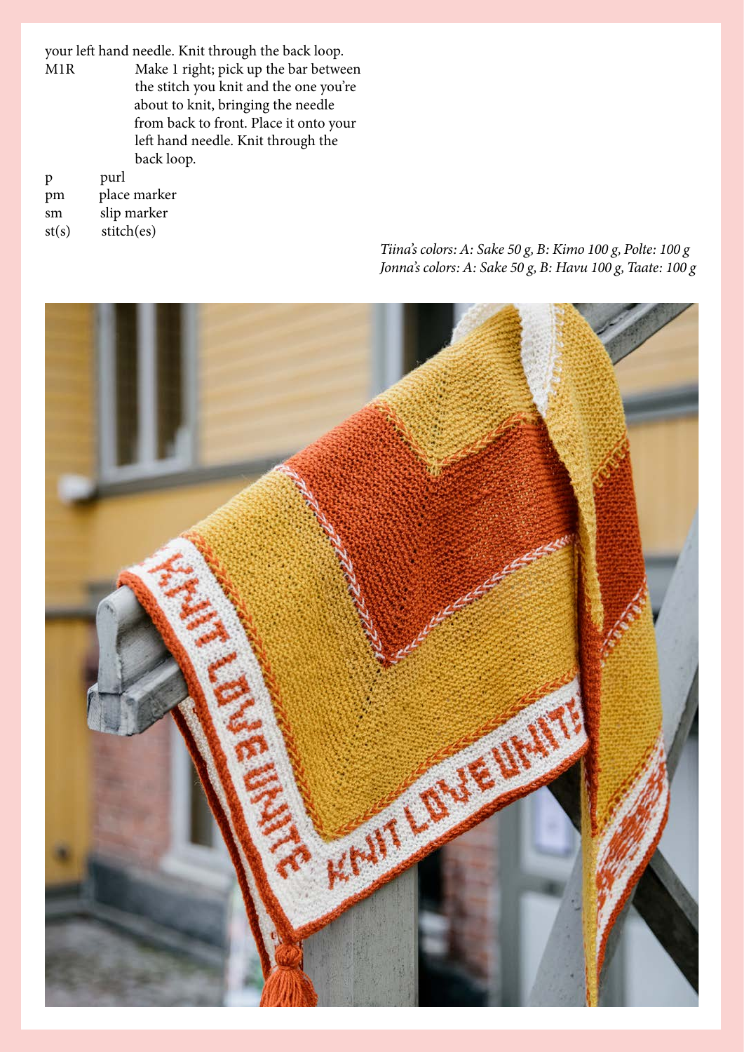your left hand needle. Knit through the back loop.

| | |
|---|---|
| M1R | Make 1 right; pick up the bar between the stitch you knit and the one you're about to knit, bringing the needle from back to front. Place it onto your left hand needle. Knit through the back loop. |
| p | purl |
| pm | place marker |
| sm | slip marker |
| st(s) | stitch(es) |

*Tiina's colors: A: Sake 50 g, B: Kimo 100 g, Polte: 100 g*
*Jonna's colors: A: Sake 50 g, B: Havu 100 g, Taate: 100 g*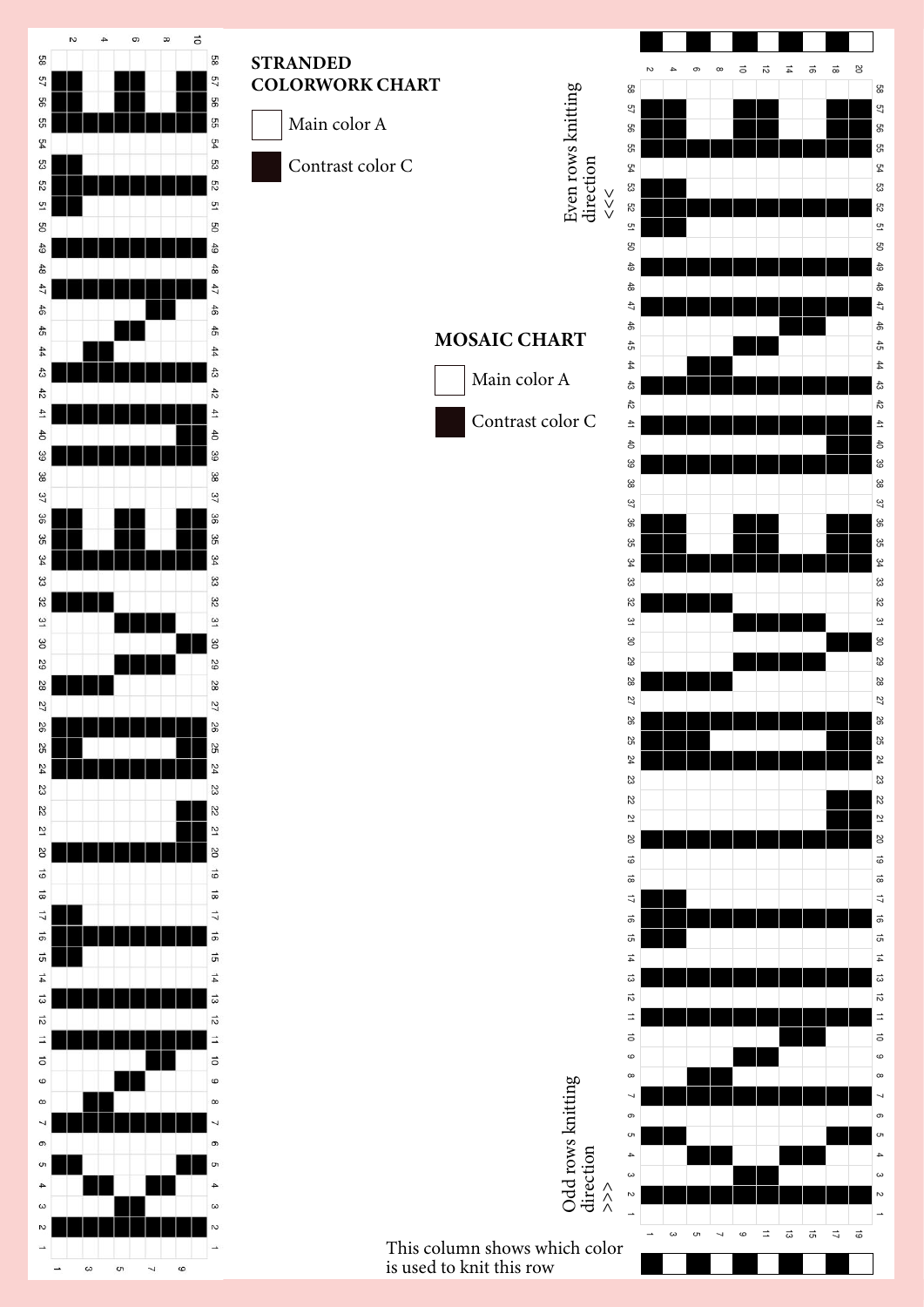## STRANDED COLORWORK CHART

- Main color A
- Contrast color C

## MOSAIC CHART

- Main color A
- Contrast color C

Even rows knitting direction <<<

Odd rows knitting direction >>>

This column shows which color is used to knit this row